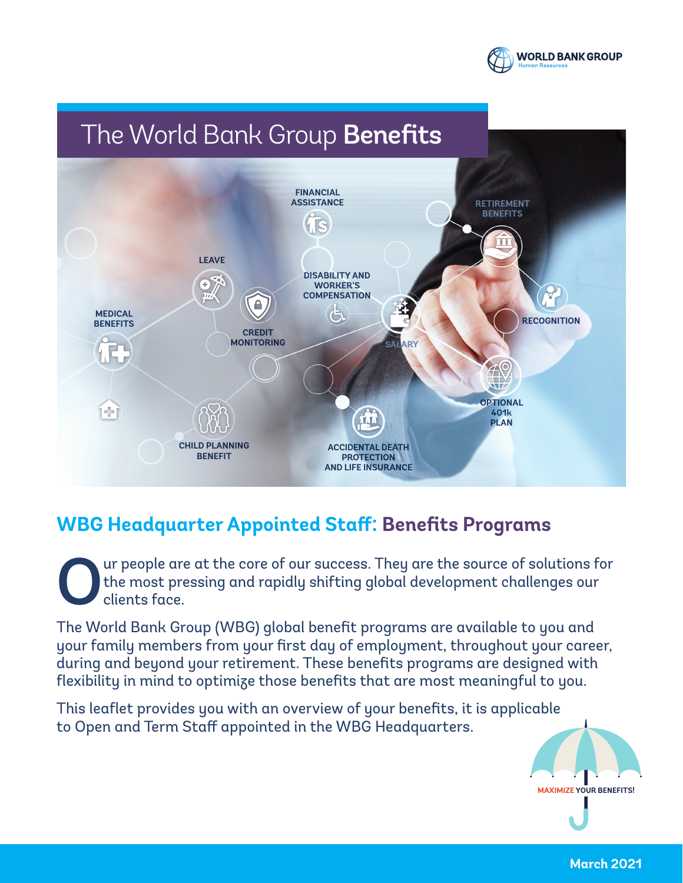# The World Bank Group **Benefits**

FINANCIAL ASSISTANCE

RETIREMENT BENEFITS

LEAVE

DISABILITY AND WORKER'S COMPENSATION

MEDICAL BENEFITS

CREDIT MONITORING

RECOGNITION

SALARY

OPTIONAL 401k PLAN

CHILD PLANNING BENEFIT

ACCIDENTAL DEATH PROTECTION AND LIFE INSURANCE

## WBG Headquarter Appointed Staff: Benefits Programs

Our people are at the core of our success. They are the source of solutions for the most pressing and rapidly shifting global development challenges our clients face.

The World Bank Group (WBG) global benefit programs are available to you and your family members from your first day of employment, throughout your career, during and beyond your retirement. These benefits programs are designed with flexibility in mind to optimize those benefits that are most meaningful to you.

This leaflet provides you with an overview of your benefits, it is applicable to Open and Term Staff appointed in the WBG Headquarters.

MAXIMIZE YOUR BENEFITS!

March 2021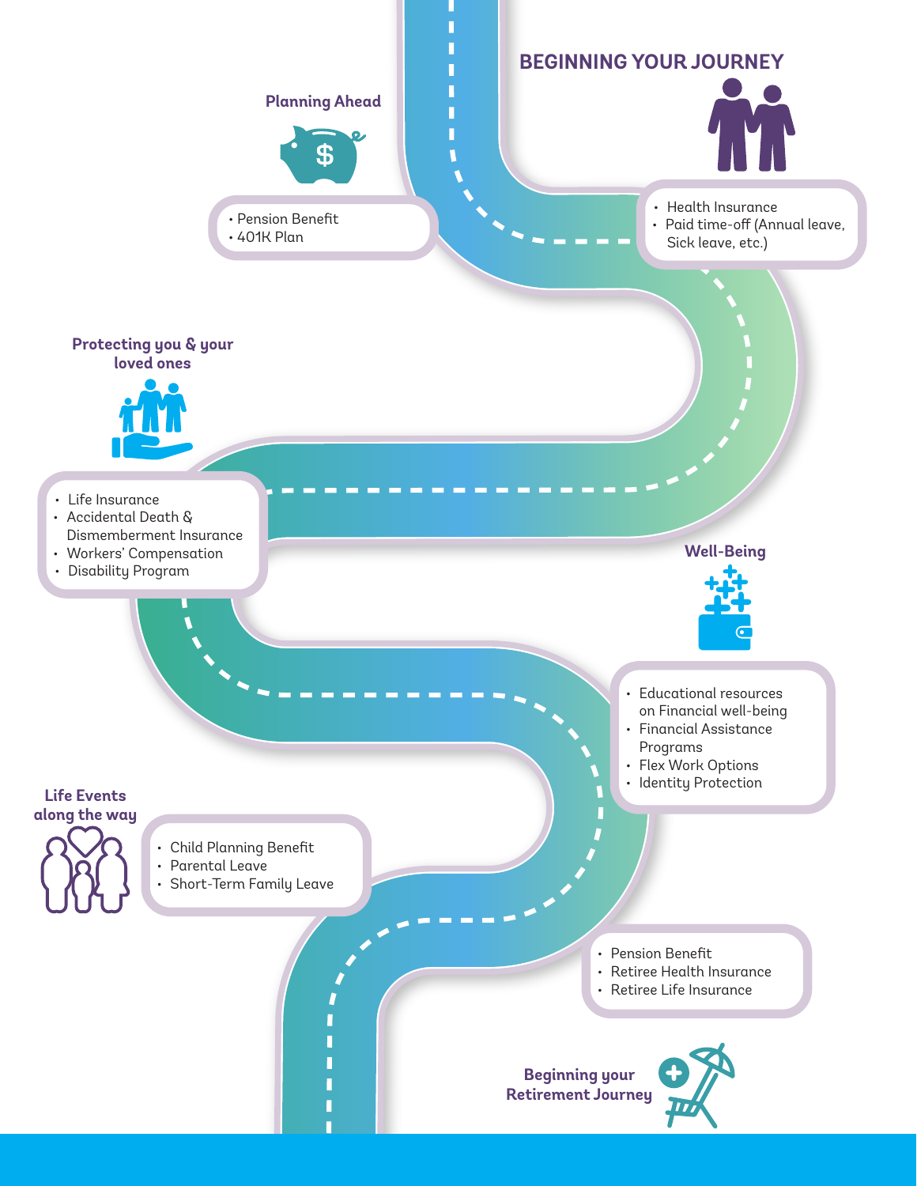## BEGINNING YOUR JOURNEY

- Health Insurance
- Paid time-off (Annual leave, Sick leave, etc.)

### Planning Ahead

- Pension Benefit
- 401K Plan

### Protecting you & your loved ones

- Life Insurance
- Accidental Death & Dismemberment Insurance
- Workers' Compensation
- Disability Program

### Well-Being

- Educational resources on Financial well-being
- Financial Assistance Programs
- Flex Work Options
- Identity Protection

### Life Events along the way

- Child Planning Benefit
- Parental Leave
- Short-Term Family Leave

### Beginning your Retirement Journey

- Pension Benefit
- Retiree Health Insurance
- Retiree Life Insurance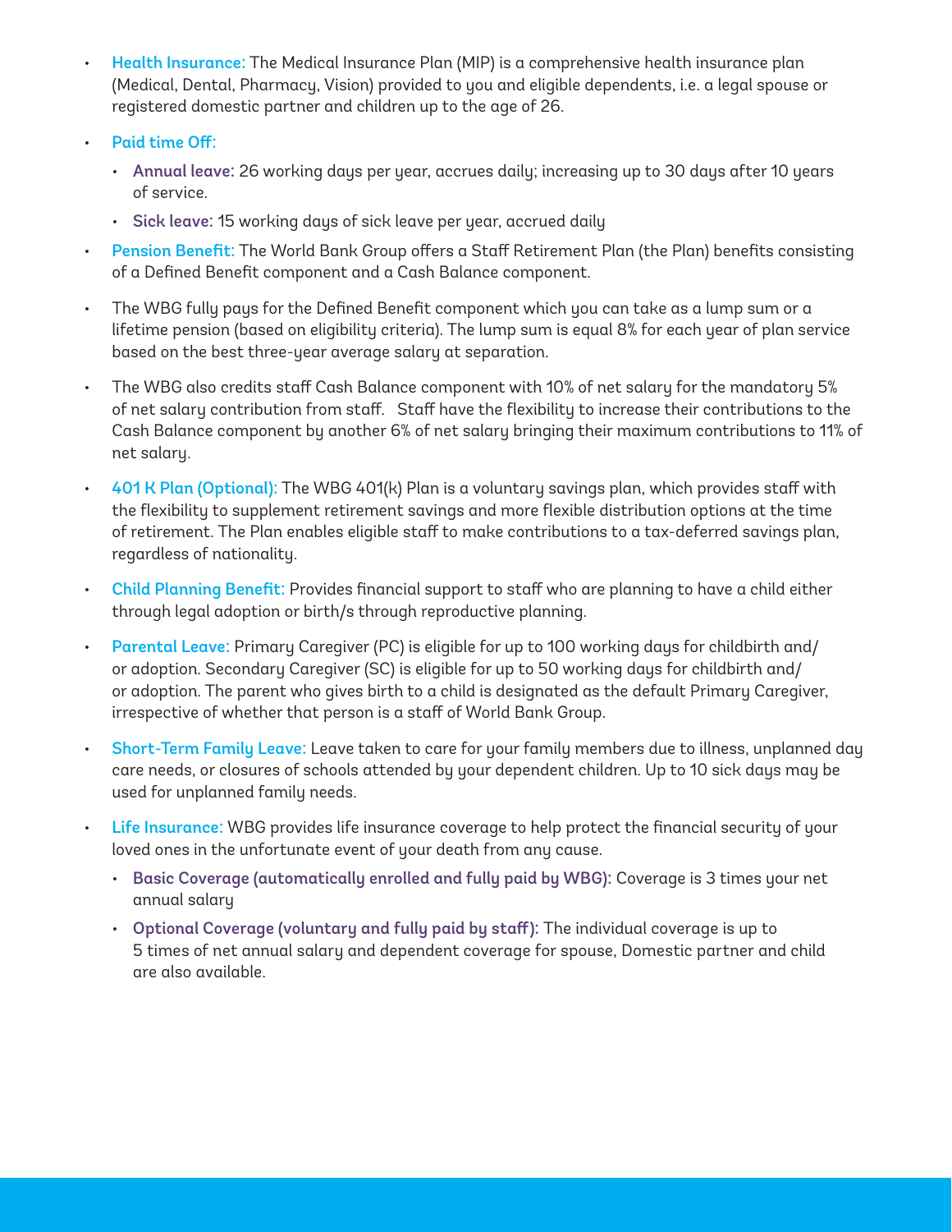- **Health Insurance:** The Medical Insurance Plan (MIP) is a comprehensive health insurance plan (Medical, Dental, Pharmacy, Vision) provided to you and eligible dependents, i.e. a legal spouse or registered domestic partner and children up to the age of 26.
- **Paid time Off:**
  - **Annual leave:** 26 working days per year, accrues daily; increasing up to 30 days after 10 years of service.
  - **Sick leave:** 15 working days of sick leave per year, accrued daily
- **Pension Benefit:** The World Bank Group offers a Staff Retirement Plan (the Plan) benefits consisting of a Defined Benefit component and a Cash Balance component.
- The WBG fully pays for the Defined Benefit component which you can take as a lump sum or a lifetime pension (based on eligibility criteria). The lump sum is equal 8% for each year of plan service based on the best three-year average salary at separation.
- The WBG also credits staff Cash Balance component with 10% of net salary for the mandatory 5% of net salary contribution from staff. Staff have the flexibility to increase their contributions to the Cash Balance component by another 6% of net salary bringing their maximum contributions to 11% of net salary.
- **401 K Plan (Optional):** The WBG 401(k) Plan is a voluntary savings plan, which provides staff with the flexibility to supplement retirement savings and more flexible distribution options at the time of retirement. The Plan enables eligible staff to make contributions to a tax-deferred savings plan, regardless of nationality.
- **Child Planning Benefit:** Provides financial support to staff who are planning to have a child either through legal adoption or birth/s through reproductive planning.
- **Parental Leave:** Primary Caregiver (PC) is eligible for up to 100 working days for childbirth and/or adoption. Secondary Caregiver (SC) is eligible for up to 50 working days for childbirth and/or adoption. The parent who gives birth to a child is designated as the default Primary Caregiver, irrespective of whether that person is a staff of World Bank Group.
- **Short-Term Family Leave:** Leave taken to care for your family members due to illness, unplanned day care needs, or closures of schools attended by your dependent children. Up to 10 sick days may be used for unplanned family needs.
- **Life Insurance:** WBG provides life insurance coverage to help protect the financial security of your loved ones in the unfortunate event of your death from any cause.
  - **Basic Coverage (automatically enrolled and fully paid by WBG):** Coverage is 3 times your net annual salary
  - **Optional Coverage (voluntary and fully paid by staff):** The individual coverage is up to 5 times of net annual salary and dependent coverage for spouse, Domestic partner and child are also available.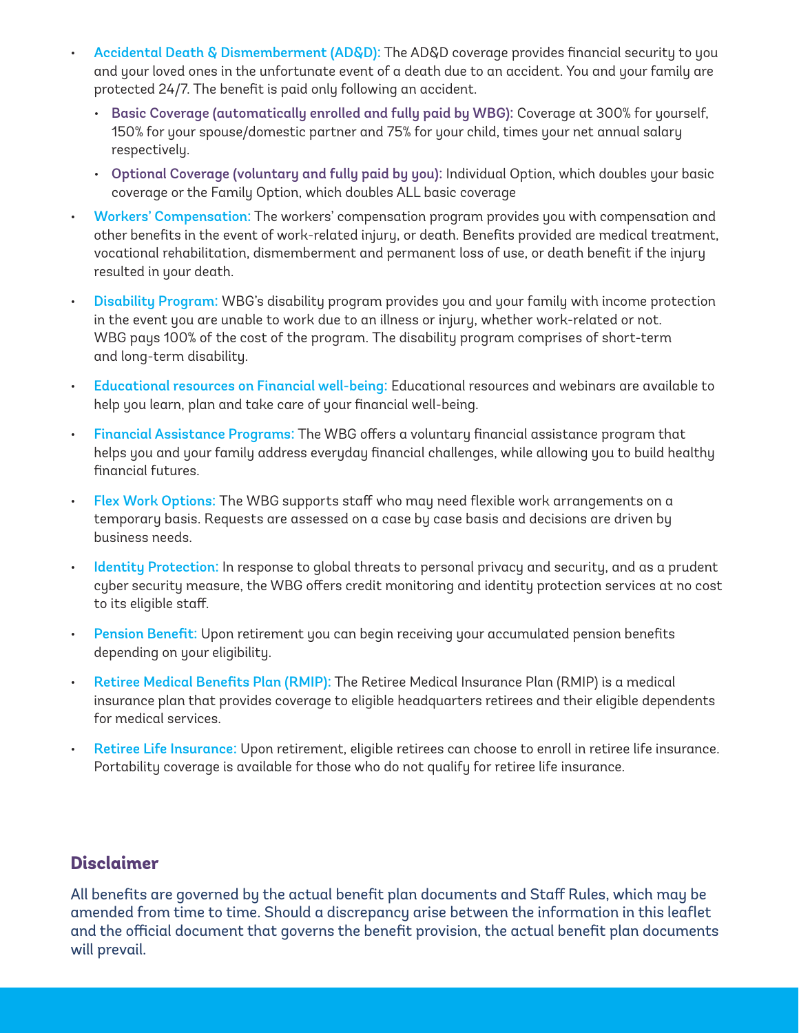- **Accidental Death & Dismemberment (AD&D):** The AD&D coverage provides financial security to you and your loved ones in the unfortunate event of a death due to an accident. You and your family are protected 24/7. The benefit is paid only following an accident.
  - **Basic Coverage (automatically enrolled and fully paid by WBG):** Coverage at 300% for yourself, 150% for your spouse/domestic partner and 75% for your child, times your net annual salary respectively.
  - **Optional Coverage (voluntary and fully paid by you):** Individual Option, which doubles your basic coverage or the Family Option, which doubles ALL basic coverage
- **Workers' Compensation:** The workers' compensation program provides you with compensation and other benefits in the event of work-related injury, or death. Benefits provided are medical treatment, vocational rehabilitation, dismemberment and permanent loss of use, or death benefit if the injury resulted in your death.
- **Disability Program:** WBG's disability program provides you and your family with income protection in the event you are unable to work due to an illness or injury, whether work-related or not. WBG pays 100% of the cost of the program. The disability program comprises of short-term and long-term disability.
- **Educational resources on Financial well-being:** Educational resources and webinars are available to help you learn, plan and take care of your financial well-being.
- **Financial Assistance Programs:** The WBG offers a voluntary financial assistance program that helps you and your family address everyday financial challenges, while allowing you to build healthy financial futures.
- **Flex Work Options:** The WBG supports staff who may need flexible work arrangements on a temporary basis. Requests are assessed on a case by case basis and decisions are driven by business needs.
- **Identity Protection:** In response to global threats to personal privacy and security, and as a prudent cyber security measure, the WBG offers credit monitoring and identity protection services at no cost to its eligible staff.
- **Pension Benefit:** Upon retirement you can begin receiving your accumulated pension benefits depending on your eligibility.
- **Retiree Medical Benefits Plan (RMIP):** The Retiree Medical Insurance Plan (RMIP) is a medical insurance plan that provides coverage to eligible headquarters retirees and their eligible dependents for medical services.
- **Retiree Life Insurance:** Upon retirement, eligible retirees can choose to enroll in retiree life insurance. Portability coverage is available for those who do not qualify for retiree life insurance.

## Disclaimer

All benefits are governed by the actual benefit plan documents and Staff Rules, which may be amended from time to time. Should a discrepancy arise between the information in this leaflet and the official document that governs the benefit provision, the actual benefit plan documents will prevail.